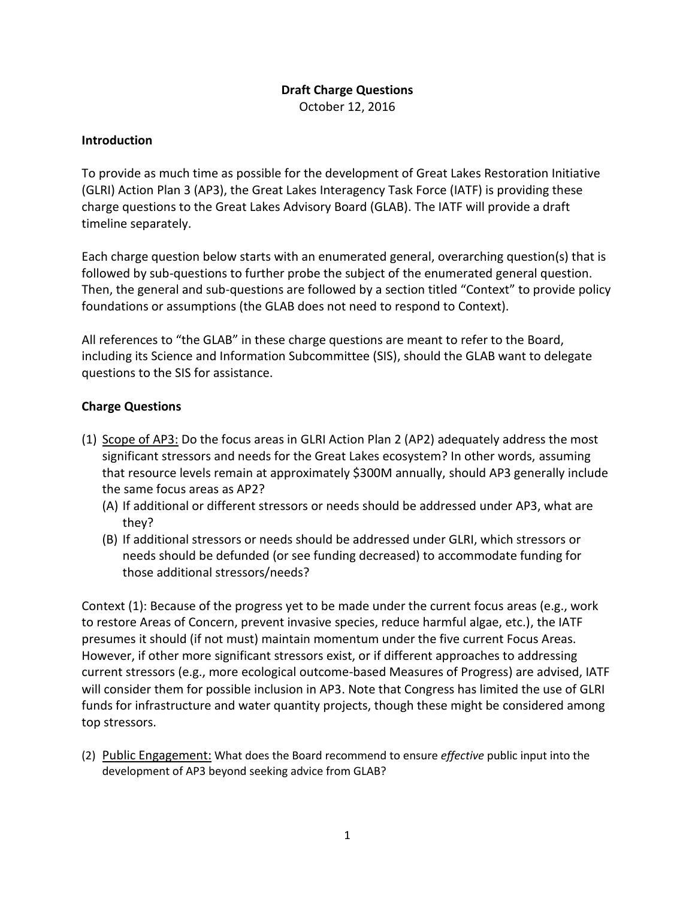# Draft Charge Questions

October 12, 2016

## Introduction

To provide as much time as possible for the development of Great Lakes Restoration Initiative (GLRI) Action Plan 3 (AP3), the Great Lakes Interagency Task Force (IATF) is providing these charge questions to the Great Lakes Advisory Board (GLAB). The IATF will provide a draft timeline separately.

Each charge question below starts with an enumerated general, overarching question(s) that is followed by sub-questions to further probe the subject of the enumerated general question. Then, the general and sub-questions are followed by a section titled "Context" to provide policy foundations or assumptions (the GLAB does not need to respond to Context).

All references to "the GLAB" in these charge questions are meant to refer to the Board, including its Science and Information Subcommittee (SIS), should the GLAB want to delegate questions to the SIS for assistance.

## Charge Questions

(1) <u>Scope of AP3:</u> Do the focus areas in GLRI Action Plan 2 (AP2) adequately address the most significant stressors and needs for the Great Lakes ecosystem? In other words, assuming that resource levels remain at approximately $300M annually, should AP3 generally include the same focus areas as AP2?

   (A) If additional or different stressors or needs should be addressed under AP3, what are they?

   (B) If additional stressors or needs should be addressed under GLRI, which stressors or needs should be defunded (or see funding decreased) to accommodate funding for those additional stressors/needs?

Context (1): Because of the progress yet to be made under the current focus areas (e.g., work to restore Areas of Concern, prevent invasive species, reduce harmful algae, etc.), the IATF presumes it should (if not must) maintain momentum under the five current Focus Areas. However, if other more significant stressors exist, or if different approaches to addressing current stressors (e.g., more ecological outcome-based Measures of Progress) are advised, IATF will consider them for possible inclusion in AP3. Note that Congress has limited the use of GLRI funds for infrastructure and water quantity projects, though these might be considered among top stressors.

(2) <u>Public Engagement:</u> What does the Board recommend to ensure *effective* public input into the development of AP3 beyond seeking advice from GLAB?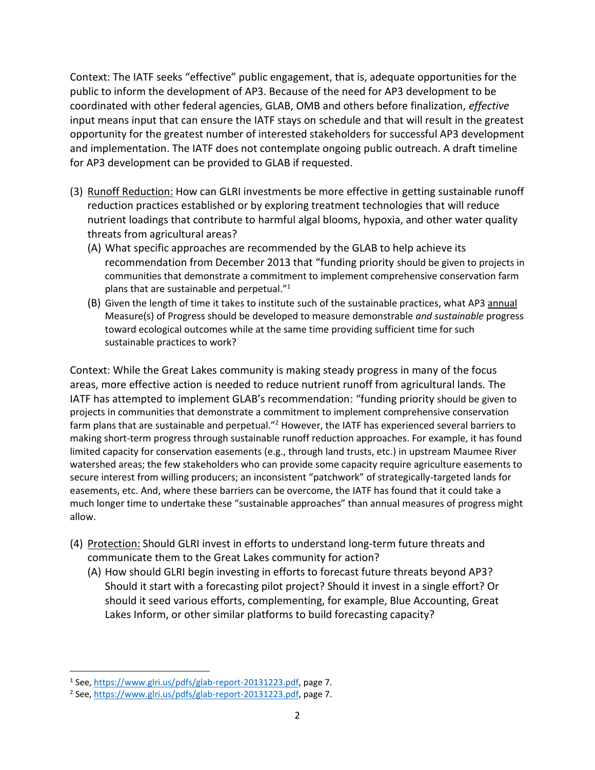Context: The IATF seeks "effective" public engagement, that is, adequate opportunities for the public to inform the development of AP3. Because of the need for AP3 development to be coordinated with other federal agencies, GLAB, OMB and others before finalization, *effective* input means input that can ensure the IATF stays on schedule and that will result in the greatest opportunity for the greatest number of interested stakeholders for successful AP3 development and implementation. The IATF does not contemplate ongoing public outreach. A draft timeline for AP3 development can be provided to GLAB if requested.

(3) Runoff Reduction: How can GLRI investments be more effective in getting sustainable runoff reduction practices established or by exploring treatment technologies that will reduce nutrient loadings that contribute to harmful algal blooms, hypoxia, and other water quality threats from agricultural areas?
   (A) What specific approaches are recommended by the GLAB to help achieve its recommendation from December 2013 that "funding priority should be given to projects in communities that demonstrate a commitment to implement comprehensive conservation farm plans that are sustainable and perpetual."[1]
   (B) Given the length of time it takes to institute such of the sustainable practices, what AP3 annual Measure(s) of Progress should be developed to measure demonstrable *and sustainable* progress toward ecological outcomes while at the same time providing sufficient time for such sustainable practices to work?

Context: While the Great Lakes community is making steady progress in many of the focus areas, more effective action is needed to reduce nutrient runoff from agricultural lands. The IATF has attempted to implement GLAB's recommendation: "funding priority should be given to projects in communities that demonstrate a commitment to implement comprehensive conservation farm plans that are sustainable and perpetual."[2] However, the IATF has experienced several barriers to making short-term progress through sustainable runoff reduction approaches. For example, it has found limited capacity for conservation easements (e.g., through land trusts, etc.) in upstream Maumee River watershed areas; the few stakeholders who can provide some capacity require agriculture easements to secure interest from willing producers; an inconsistent "patchwork" of strategically-targeted lands for easements, etc. And, where these barriers can be overcome, the IATF has found that it could take a much longer time to undertake these "sustainable approaches" than annual measures of progress might allow.

(4) Protection: Should GLRI invest in efforts to understand long-term future threats and communicate them to the Great Lakes community for action?
   (A) How should GLRI begin investing in efforts to forecast future threats beyond AP3? Should it start with a forecasting pilot project? Should it invest in a single effort? Or should it seed various efforts, complementing, for example, Blue Accounting, Great Lakes Inform, or other similar platforms to build forecasting capacity?

---

[1] See, https://www.glri.us/pdfs/glab-report-20131223.pdf, page 7.

[2] See, https://www.glri.us/pdfs/glab-report-20131223.pdf, page 7.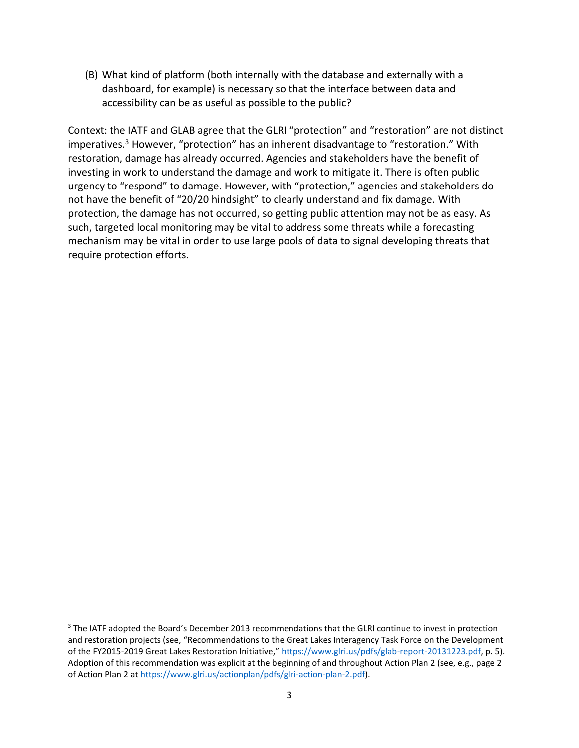(B) What kind of platform (both internally with the database and externally with a dashboard, for example) is necessary so that the interface between data and accessibility can be as useful as possible to the public?

Context: the IATF and GLAB agree that the GLRI "protection" and "restoration" are not distinct imperatives.[3] However, "protection" has an inherent disadvantage to "restoration." With restoration, damage has already occurred. Agencies and stakeholders have the benefit of investing in work to understand the damage and work to mitigate it. There is often public urgency to "respond" to damage. However, with "protection," agencies and stakeholders do not have the benefit of "20/20 hindsight" to clearly understand and fix damage. With protection, the damage has not occurred, so getting public attention may not be as easy. As such, targeted local monitoring may be vital to address some threats while a forecasting mechanism may be vital in order to use large pools of data to signal developing threats that require protection efforts.

[3] The IATF adopted the Board's December 2013 recommendations that the GLRI continue to invest in protection and restoration projects (see, "Recommendations to the Great Lakes Interagency Task Force on the Development of the FY2015-2019 Great Lakes Restoration Initiative," https://www.glri.us/pdfs/glab-report-20131223.pdf, p. 5). Adoption of this recommendation was explicit at the beginning of and throughout Action Plan 2 (see, e.g., page 2 of Action Plan 2 at https://www.glri.us/actionplan/pdfs/glri-action-plan-2.pdf).